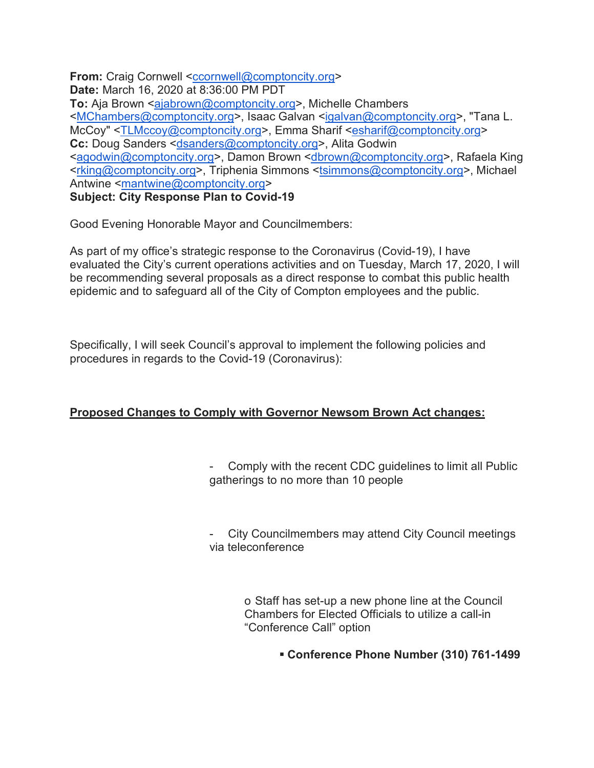**From:** Craig Cornwell <ccornwell@comptoncity.org>
**Date:** March 16, 2020 at 8:36:00 PM PDT
**To:** Aja Brown <ajabrown@comptoncity.org>, Michelle Chambers <MChambers@comptoncity.org>, Isaac Galvan <igalvan@comptoncity.org>, "Tana L. McCoy" <TLMccoy@comptoncity.org>, Emma Sharif <esharif@comptoncity.org>
**Cc:** Doug Sanders <dsanders@comptoncity.org>, Alita Godwin <agodwin@comptoncity.org>, Damon Brown <dbrown@comptoncity.org>, Rafaela King <rking@comptoncity.org>, Triphenia Simmons <tsimmons@comptoncity.org>, Michael Antwine <mantwine@comptoncity.org>
**Subject: City Response Plan to Covid-19**

Good Evening Honorable Mayor and Councilmembers:

As part of my office's strategic response to the Coronavirus (Covid-19), I have evaluated the City's current operations activities and on Tuesday, March 17, 2020, I will be recommending several proposals as a direct response to combat this public health epidemic and to safeguard all of the City of Compton employees and the public.

Specifically, I will seek Council's approval to implement the following policies and procedures in regards to the Covid-19 (Coronavirus):

**Proposed Changes to Comply with Governor Newsom Brown Act changes:**

- Comply with the recent CDC guidelines to limit all Public gatherings to no more than 10 people
- City Councilmembers may attend City Council meetings via teleconference
    - Staff has set-up a new phone line at the Council Chambers for Elected Officials to utilize a call-in "Conference Call" option
        - **Conference Phone Number (310) 761-1499**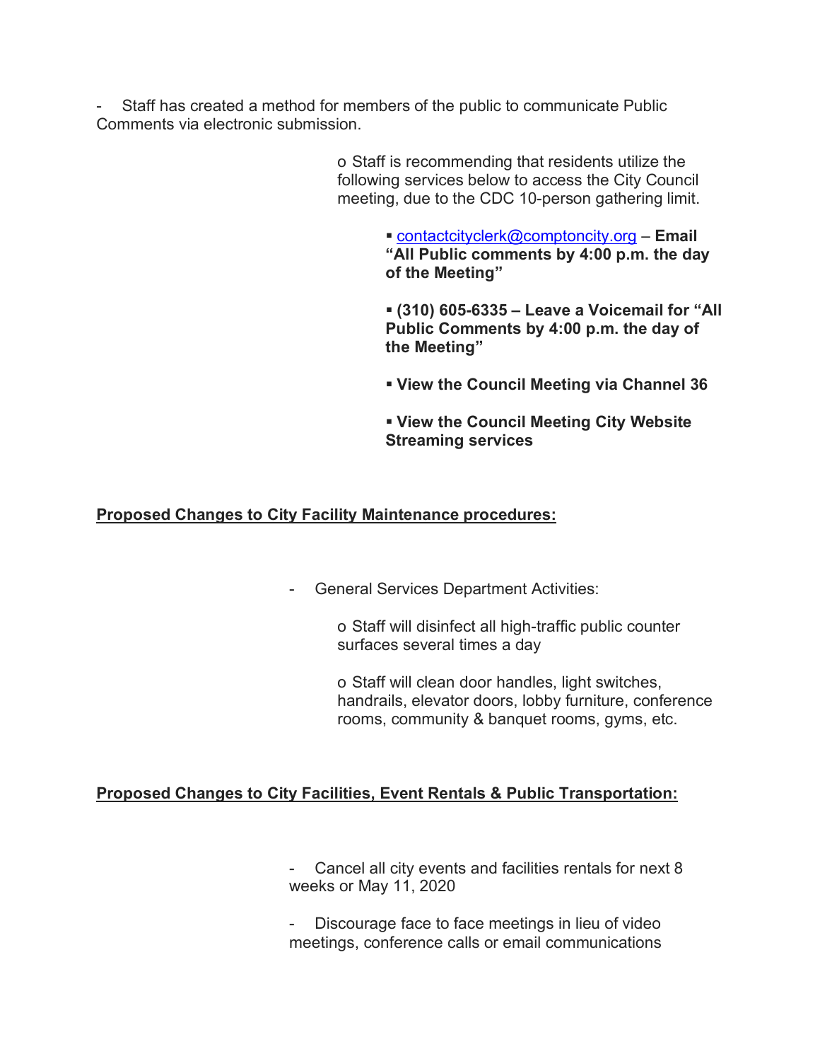- Staff has created a method for members of the public to communicate Public Comments via electronic submission.

  - Staff is recommending that residents utilize the following services below to access the City Council meeting, due to the CDC 10-person gathering limit.

    - contactcityclerk@comptoncity.org – **Email "All Public comments by 4:00 p.m. the day of the Meeting"**

    - **(310) 605-6335 – Leave a Voicemail for "All Public Comments by 4:00 p.m. the day of the Meeting"**

    - **View the Council Meeting via Channel 36**

    - **View the Council Meeting City Website Streaming services**

**<u>Proposed Changes to City Facility Maintenance procedures:</u>**

- General Services Department Activities:

  - Staff will disinfect all high-traffic public counter surfaces several times a day

  - Staff will clean door handles, light switches, handrails, elevator doors, lobby furniture, conference rooms, community & banquet rooms, gyms, etc.

**<u>Proposed Changes to City Facilities, Event Rentals & Public Transportation:</u>**

- Cancel all city events and facilities rentals for next 8 weeks or May 11, 2020

- Discourage face to face meetings in lieu of video meetings, conference calls or email communications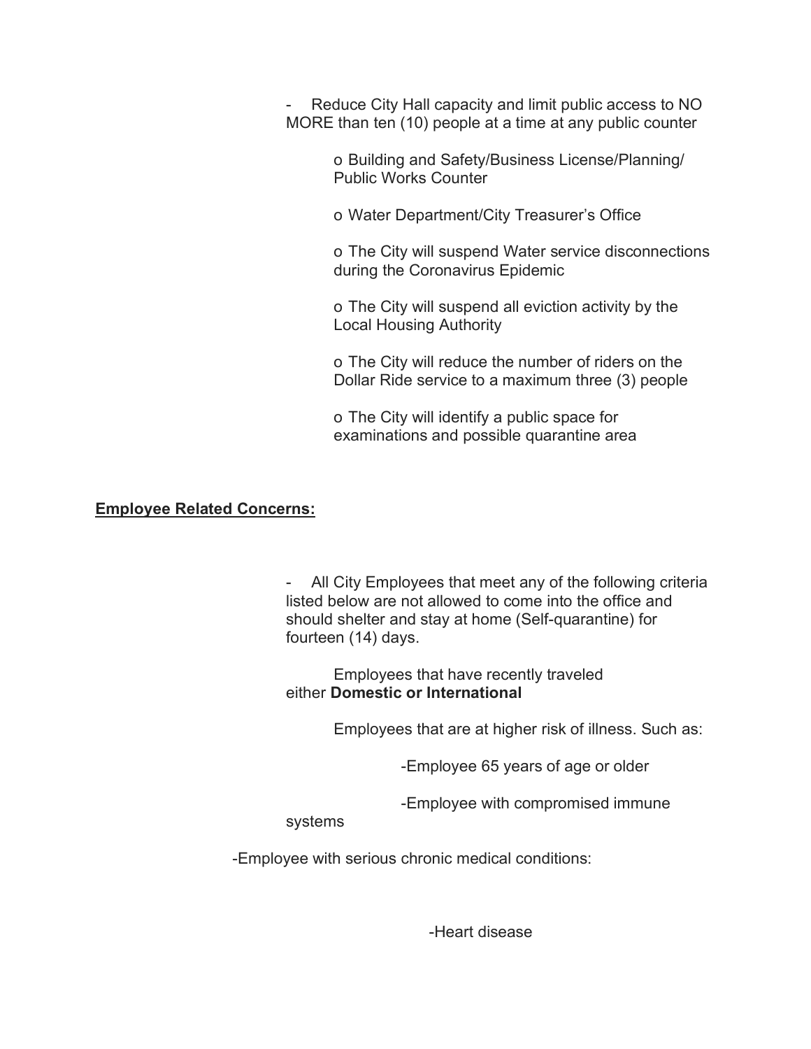- Reduce City Hall capacity and limit public access to NO MORE than ten (10) people at a time at any public counter

  - o Building and Safety/Business License/Planning/ Public Works Counter
  - o Water Department/City Treasurer's Office
  - o The City will suspend Water service disconnections during the Coronavirus Epidemic
  - o The City will suspend all eviction activity by the Local Housing Authority
  - o The City will reduce the number of riders on the Dollar Ride service to a maximum three (3) people
  - o The City will identify a public space for examinations and possible quarantine area

**Employee Related Concerns:**

- All City Employees that meet any of the following criteria listed below are not allowed to come into the office and should shelter and stay at home (Self-quarantine) for fourteen (14) days.

  Employees that have recently traveled either **Domestic or International**

  Employees that are at higher risk of illness. Such as:

  - -Employee 65 years of age or older
  - -Employee with compromised immune systems
  - -Employee with serious chronic medical conditions:
    - -Heart disease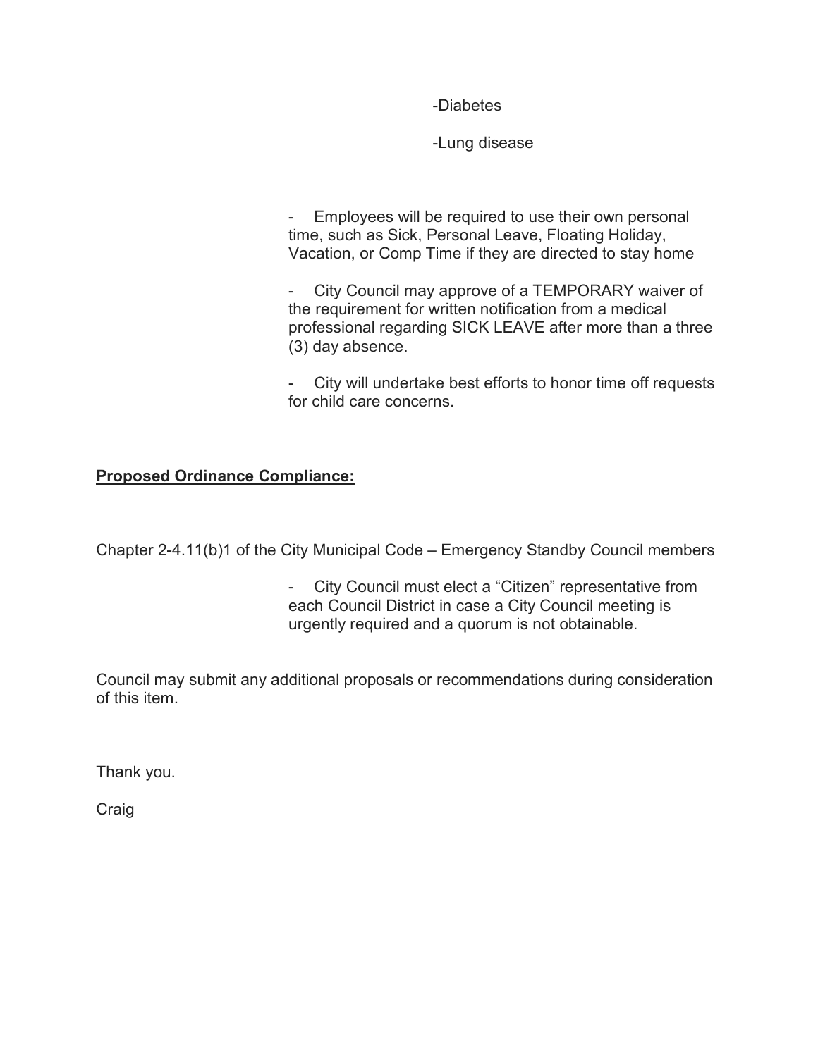-Diabetes

-Lung disease

- Employees will be required to use their own personal time, such as Sick, Personal Leave, Floating Holiday, Vacation, or Comp Time if they are directed to stay home
- City Council may approve of a TEMPORARY waiver of the requirement for written notification from a medical professional regarding SICK LEAVE after more than a three (3) day absence.
- City will undertake best efforts to honor time off requests for child care concerns.

**<u>Proposed Ordinance Compliance:</u>**

Chapter 2-4.11(b)1 of the City Municipal Code – Emergency Standby Council members

- City Council must elect a “Citizen” representative from each Council District in case a City Council meeting is urgently required and a quorum is not obtainable.

Council may submit any additional proposals or recommendations during consideration of this item.

Thank you.

Craig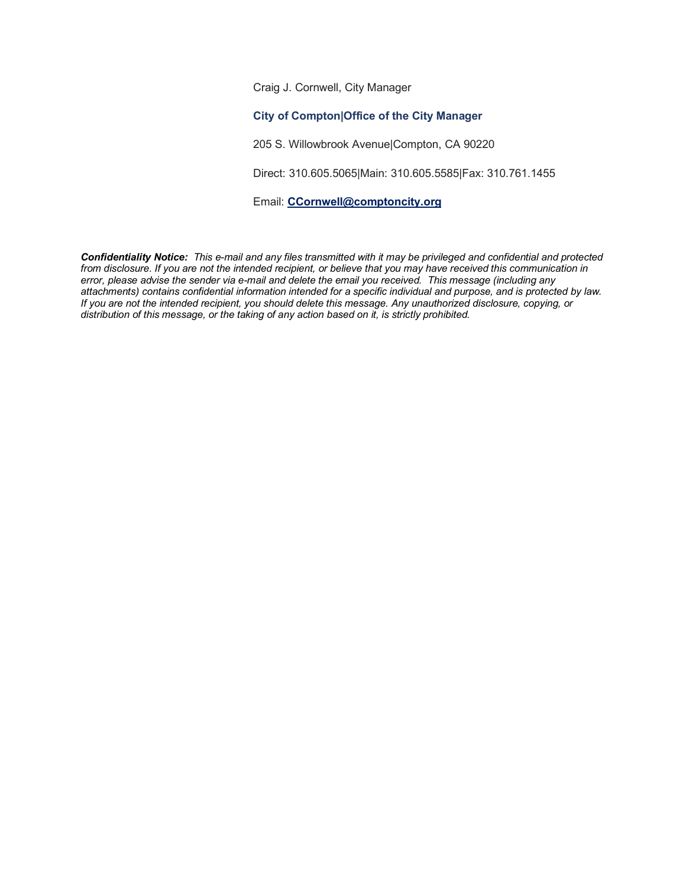Craig J. Cornwell, City Manager

**City of Compton|Office of the City Manager**

205 S. Willowbrook Avenue|Compton, CA 90220

Direct: 310.605.5065|Main: 310.605.5585|Fax: 310.761.1455

Email: **CCornwell@comptoncity.org**

***Confidentiality Notice:*** *This e-mail and any files transmitted with it may be privileged and confidential and protected from disclosure. If you are not the intended recipient, or believe that you may have received this communication in error, please advise the sender via e-mail and delete the email you received. This message (including any attachments) contains confidential information intended for a specific individual and purpose, and is protected by law. If you are not the intended recipient, you should delete this message. Any unauthorized disclosure, copying, or distribution of this message, or the taking of any action based on it, is strictly prohibited.*